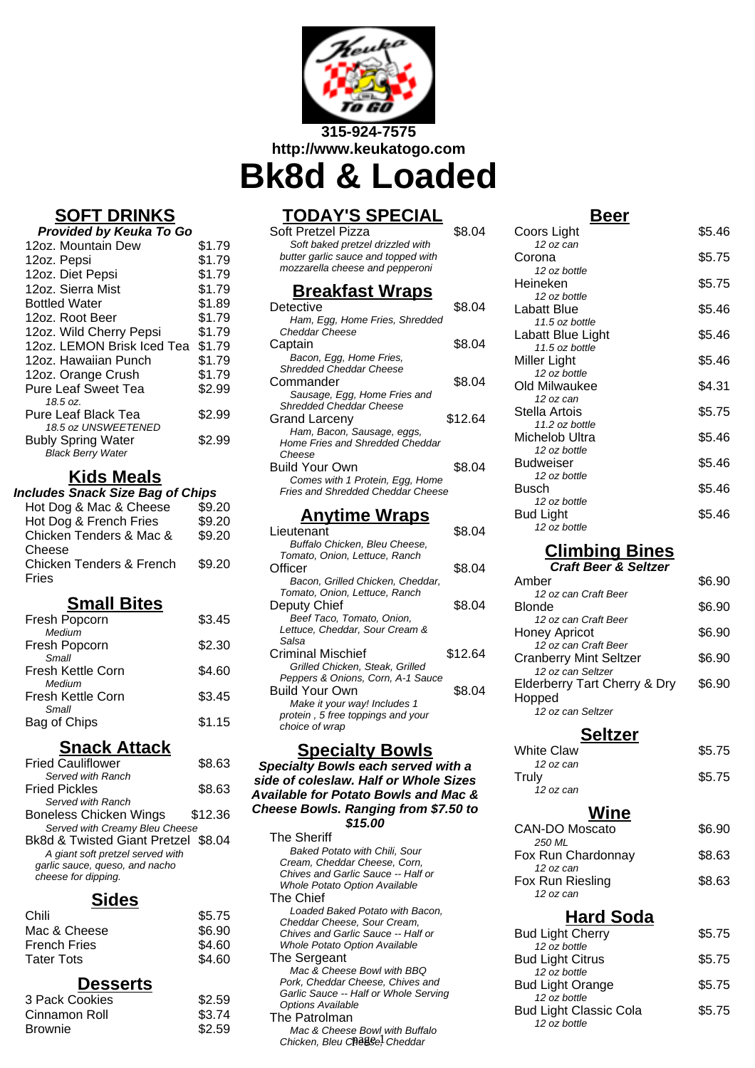315-924-7575
http://www.keukatogo.com

# Bk8d & Loaded

## SOFT DRINKS

***Provided by Keuka To Go***

| Item | Price |
| --- | --- |
| 12oz. Mountain Dew | $1.79 |
| 12oz. Pepsi | $1.79 |
| 12oz. Diet Pepsi | $1.79 |
| 12oz. Sierra Mist | $1.79 |
| Bottled Water | $1.89 |
| 12oz. Root Beer | $1.79 |
| 12oz. Wild Cherry Pepsi | $1.79 |
| 12oz. LEMON Brisk Iced Tea | $1.79 |
| 12oz. Hawaiian Punch | $1.79 |
| 12oz. Orange Crush | $1.79 |
| Pure Leaf Sweet Tea *18.5 oz.* | $2.99 |
| Pure Leaf Black Tea *18.5 oz UNSWEETENED* | $2.99 |
| Bubly Spring Water *Black Berry Water* | $2.99 |

## Kids Meals

***Includes Snack Size Bag of Chips***

| Item | Price |
| --- | --- |
| Hot Dog & Mac & Cheese | $9.20 |
| Hot Dog & French Fries | $9.20 |
| Chicken Tenders & Mac & Cheese | $9.20 |
| Chicken Tenders & French Fries | $9.20 |

## Small Bites

| Item | Price |
| --- | --- |
| Fresh Popcorn *Medium* | $3.45 |
| Fresh Popcorn *Small* | $2.30 |
| Fresh Kettle Corn *Medium* | $4.60 |
| Fresh Kettle Corn *Small* | $3.45 |
| Bag of Chips | $1.15 |

## Snack Attack

| Item | Price |
| --- | --- |
| Fried Cauliflower *Served with Ranch* | $8.63 |
| Fried Pickles *Served with Ranch* | $8.63 |
| Boneless Chicken Wings *Served with Creamy Bleu Cheese* | $12.36 |
| Bk8d & Twisted Giant Pretzel *A giant soft pretzel served with garlic sauce, queso, and nacho cheese for dipping.* | $8.04 |

## Sides

| Item | Price |
| --- | --- |
| Chili | $5.75 |
| Mac & Cheese | $6.90 |
| French Fries | $4.60 |
| Tater Tots | $4.60 |

## Desserts

| Item | Price |
| --- | --- |
| 3 Pack Cookies | $2.59 |
| Cinnamon Roll | $3.74 |
| Brownie | $2.59 |

## TODAY'S SPECIAL

| Item | Price |
| --- | --- |
| Soft Pretzel Pizza *Soft baked pretzel drizzled with butter garlic sauce and topped with mozzarella cheese and pepperoni* | $8.04 |

## Breakfast Wraps

| Item | Price |
| --- | --- |
| Detective *Ham, Egg, Home Fries, Shredded Cheddar Cheese* | $8.04 |
| Captain *Bacon, Egg, Home Fries, Shredded Cheddar Cheese* | $8.04 |
| Commander *Sausage, Egg, Home Fries and Shredded Cheddar Cheese* | $8.04 |
| Grand Larceny *Ham, Bacon, Sausage, eggs, Home Fries and Shredded Cheddar Cheese* | $12.64 |
| Build Your Own *Comes with 1 Protein, Egg, Home Fries and Shredded Cheddar Cheese* | $8.04 |

## Anytime Wraps

| Item | Price |
| --- | --- |
| Lieutenant *Buffalo Chicken, Bleu Cheese, Tomato, Onion, Lettuce, Ranch* | $8.04 |
| Officer *Bacon, Grilled Chicken, Cheddar, Tomato, Onion, Lettuce, Ranch* | $8.04 |
| Deputy Chief *Beef Taco, Tomato, Onion, Lettuce, Cheddar, Sour Cream & Salsa* | $8.04 |
| Criminal Mischief *Grilled Chicken, Steak, Grilled Peppers & Onions, Corn, A-1 Sauce* | $12.64 |
| Build Your Own *Make it your way! Includes 1 protein , 5 free toppings and your choice of wrap* | $8.04 |

## Specialty Bowls

***Specialty Bowls each served with a side of coleslaw. Half or Whole Sizes Available for Potato Bowls and Mac & Cheese Bowls. Ranging from $7.50 to $15.00***

The Sheriff
*Baked Potato with Chili, Sour Cream, Cheddar Cheese, Corn, Chives and Garlic Sauce -- Half or Whole Potato Option Available*

The Chief
*Loaded Baked Potato with Bacon, Cheddar Cheese, Sour Cream, Chives and Garlic Sauce -- Half or Whole Potato Option Available*

The Sergeant
*Mac & Cheese Bowl with BBQ Pork, Cheddar Cheese, Chives and Garlic Sauce -- Half or Whole Serving Options Available*

The Patrolman
*Mac & Cheese Bowl with Buffalo Chicken, Bleu Cheese, Cheddar*

## Beer

| Item | Price |
| --- | --- |
| Coors Light *12 oz can* | $5.46 |
| Corona *12 oz bottle* | $5.75 |
| Heineken *12 oz bottle* | $5.75 |
| Labatt Blue *11.5 oz bottle* | $5.46 |
| Labatt Blue Light *11.5 oz bottle* | $5.46 |
| Miller Light *12 oz bottle* | $5.46 |
| Old Milwaukee *12 oz can* | $4.31 |
| Stella Artois *11.2 oz bottle* | $5.75 |
| Michelob Ultra *12 oz bottle* | $5.46 |
| Budweiser *12 oz bottle* | $5.46 |
| Busch *12 oz bottle* | $5.46 |
| Bud Light *12 oz bottle* | $5.46 |

## Climbing Bines

***Craft Beer & Seltzer***

| Item | Price |
| --- | --- |
| Amber *12 oz can Craft Beer* | $6.90 |
| Blonde *12 oz can Craft Beer* | $6.90 |
| Honey Apricot *12 oz can Craft Beer* | $6.90 |
| Cranberry Mint Seltzer *12 oz can Seltzer* | $6.90 |
| Elderberry Tart Cherry & Dry Hopped *12 oz can Seltzer* | $6.90 |

## Seltzer

| Item | Price |
| --- | --- |
| White Claw *12 oz can* | $5.75 |
| Truly *12 oz can* | $5.75 |

## Wine

| Item | Price |
| --- | --- |
| CAN-DO Moscato *250 ML* | $6.90 |
| Fox Run Chardonnay *12 oz can* | $8.63 |
| Fox Run Riesling *12 oz can* | $8.63 |

## Hard Soda

| Item | Price |
| --- | --- |
| Bud Light Cherry *12 oz bottle* | $5.75 |
| Bud Light Citrus *12 oz bottle* | $5.75 |
| Bud Light Orange *12 oz bottle* | $5.75 |
| Bud Light Classic Cola *12 oz bottle* | $5.75 |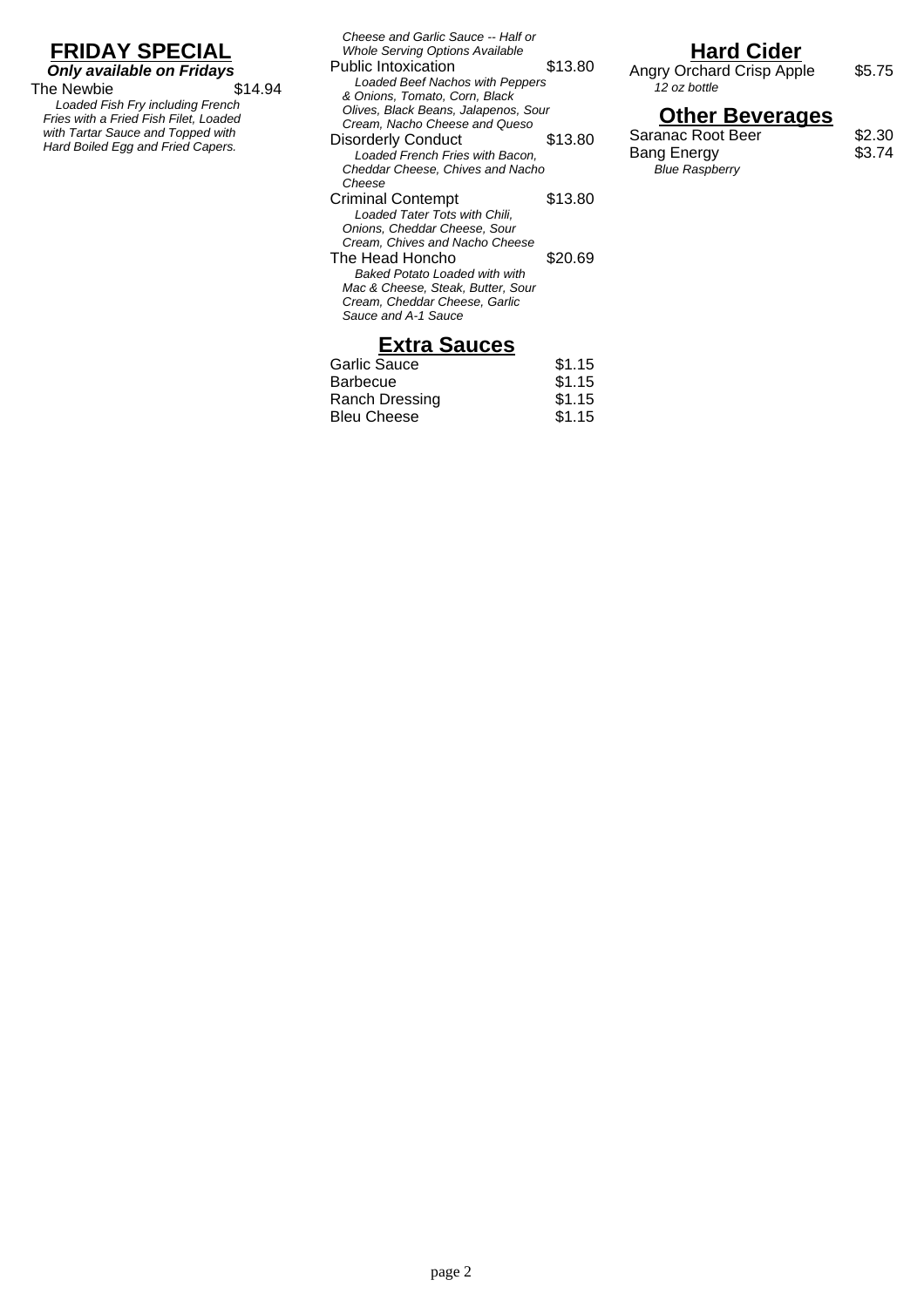## FRIDAY SPECIAL

***Only available on Fridays***

The Newbie $14.94

*Loaded Fish Fry including French Fries with a Fried Fish Filet, Loaded with Tartar Sauce and Topped with Hard Boiled Egg and Fried Capers.*

*Cheese and Garlic Sauce -- Half or Whole Serving Options Available*

Public Intoxication $13.80

*Loaded Beef Nachos with Peppers & Onions, Tomato, Corn, Black Olives, Black Beans, Jalapenos, Sour Cream, Nacho Cheese and Queso*

Disorderly Conduct $13.80

*Loaded French Fries with Bacon, Cheddar Cheese, Chives and Nacho Cheese*

Criminal Contempt $13.80

*Loaded Tater Tots with Chili, Onions, Cheddar Cheese, Sour Cream, Chives and Nacho Cheese*

The Head Honcho $20.69

*Baked Potato Loaded with with Mac & Cheese, Steak, Butter, Sour Cream, Cheddar Cheese, Garlic Sauce and A-1 Sauce*

## Extra Sauces

| | |
|---|---|
| Garlic Sauce | $1.15 |
| Barbecue | $1.15 |
| Ranch Dressing | $1.15 |
| Bleu Cheese | $1.15 |

## Hard Cider

Angry Orchard Crisp Apple $5.75

*12 oz bottle*

## Other Beverages

Saranac Root Beer $2.30

Bang Energy $3.74

*Blue Raspberry*